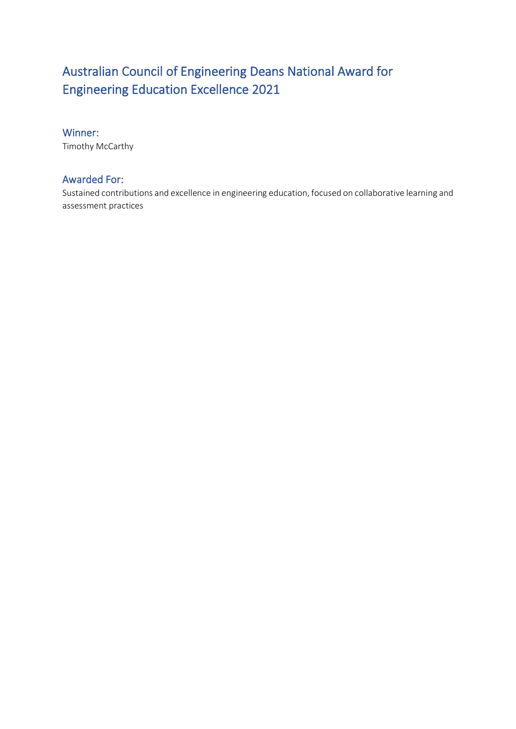# Australian Council of Engineering Deans National Award for Engineering Education Excellence 2021

## Winner:

Timothy McCarthy

## Awarded For:

Sustained contributions and excellence in engineering education, focused on collaborative learning and assessment practices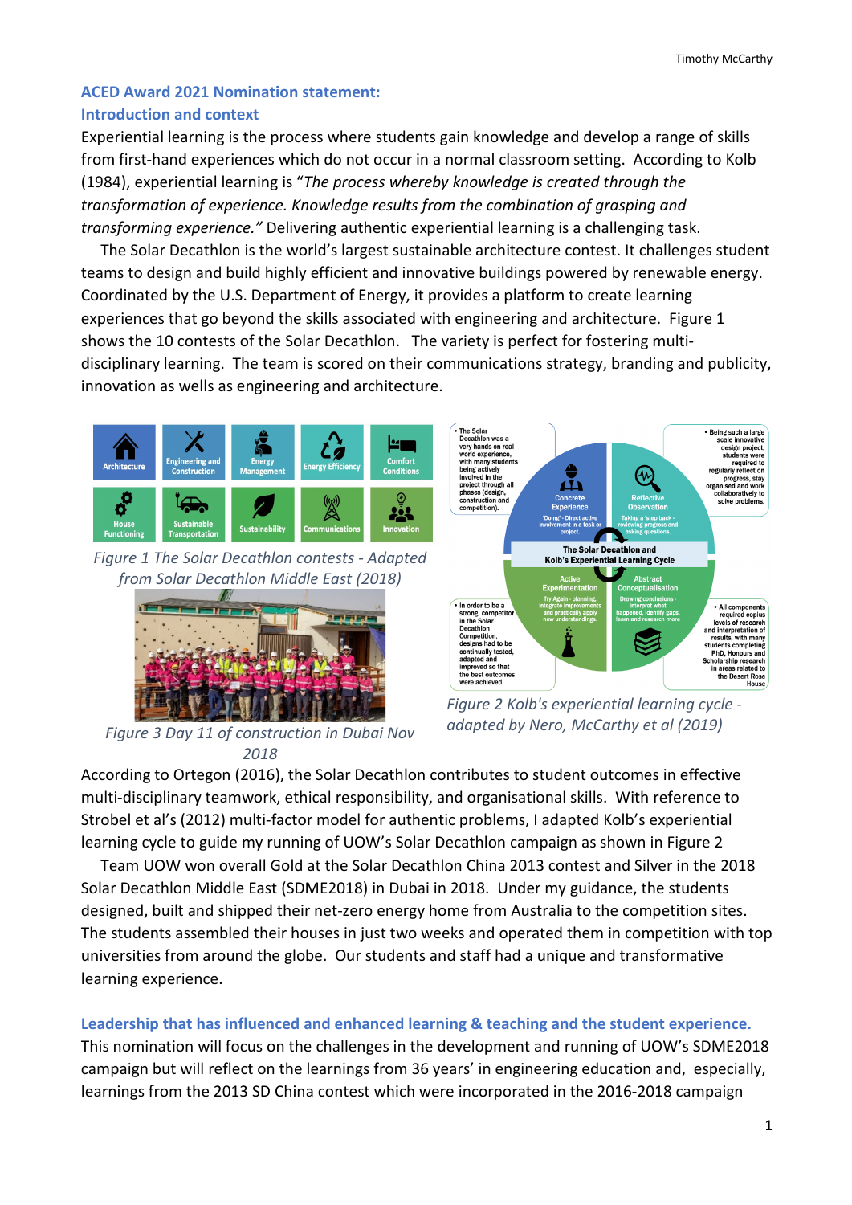## ACED Award 2021 Nomination statement:

## Introduction and context

Experiential learning is the process where students gain knowledge and develop a range of skills from first-hand experiences which do not occur in a normal classroom setting. According to Kolb (1984), experiential learning is "*The process whereby knowledge is created through the transformation of experience. Knowledge results from the combination of grasping and transforming experience.*" Delivering authentic experiential learning is a challenging task.

The Solar Decathlon is the world's largest sustainable architecture contest. It challenges student teams to design and build highly efficient and innovative buildings powered by renewable energy. Coordinated by the U.S. Department of Energy, it provides a platform to create learning experiences that go beyond the skills associated with engineering and architecture. Figure 1 shows the 10 contests of the Solar Decathlon. The variety is perfect for fostering multi-disciplinary learning. The team is scored on their communications strategy, branding and publicity, innovation as wells as engineering and architecture.

*Figure 1 The Solar Decathlon contests - Adapted from Solar Decathlon Middle East (2018)*

*Figure 3 Day 11 of construction in Dubai Nov 2018*

*Figure 2 Kolb's experiential learning cycle - adapted by Nero, McCarthy et al (2019)*

According to Ortegon (2016), the Solar Decathlon contributes to student outcomes in effective multi-disciplinary teamwork, ethical responsibility, and organisational skills. With reference to Strobel et al's (2012) multi-factor model for authentic problems, I adapted Kolb's experiential learning cycle to guide my running of UOW's Solar Decathlon campaign as shown in Figure 2

Team UOW won overall Gold at the Solar Decathlon China 2013 contest and Silver in the 2018 Solar Decathlon Middle East (SDME2018) in Dubai in 2018. Under my guidance, the students designed, built and shipped their net-zero energy home from Australia to the competition sites. The students assembled their houses in just two weeks and operated them in competition with top universities from around the globe. Our students and staff had a unique and transformative learning experience.

## Leadership that has influenced and enhanced learning & teaching and the student experience.

This nomination will focus on the challenges in the development and running of UOW's SDME2018 campaign but will reflect on the learnings from 36 years' in engineering education and, especially, learnings from the 2013 SD China contest which were incorporated in the 2016-2018 campaign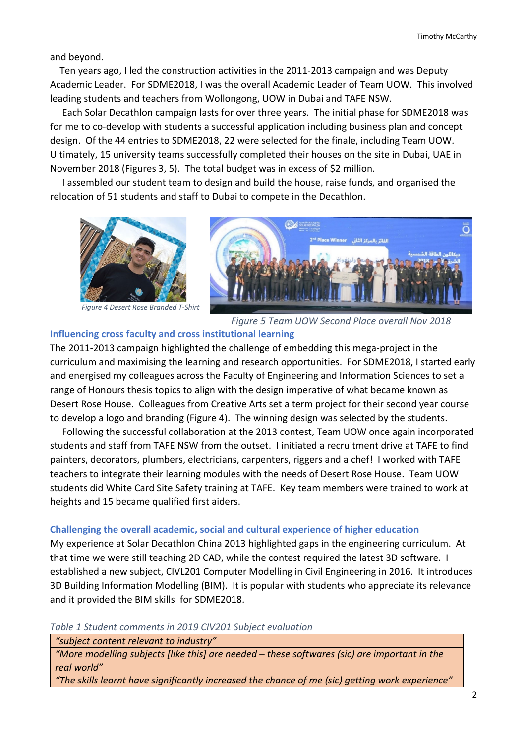and beyond.

Ten years ago, I led the construction activities in the 2011-2013 campaign and was Deputy Academic Leader. For SDME2018, I was the overall Academic Leader of Team UOW. This involved leading students and teachers from Wollongong, UOW in Dubai and TAFE NSW.

Each Solar Decathlon campaign lasts for over three years. The initial phase for SDME2018 was for me to co-develop with students a successful application including business plan and concept design. Of the 44 entries to SDME2018, 22 were selected for the finale, including Team UOW. Ultimately, 15 university teams successfully completed their houses on the site in Dubai, UAE in November 2018 (Figures 3, 5). The total budget was in excess of $2 million.

I assembled our student team to design and build the house, raise funds, and organised the relocation of 51 students and staff to Dubai to compete in the Decathlon.

*Figure 4 Desert Rose Branded T-Shirt*

*Figure 5 Team UOW Second Place overall Nov 2018*

### Influencing cross faculty and cross institutional learning

The 2011-2013 campaign highlighted the challenge of embedding this mega-project in the curriculum and maximising the learning and research opportunities. For SDME2018, I started early and energised my colleagues across the Faculty of Engineering and Information Sciences to set a range of Honours thesis topics to align with the design imperative of what became known as Desert Rose House. Colleagues from Creative Arts set a term project for their second year course to develop a logo and branding (Figure 4). The winning design was selected by the students.

Following the successful collaboration at the 2013 contest, Team UOW once again incorporated students and staff from TAFE NSW from the outset. I initiated a recruitment drive at TAFE to find painters, decorators, plumbers, electricians, carpenters, riggers and a chef! I worked with TAFE teachers to integrate their learning modules with the needs of Desert Rose House. Team UOW students did White Card Site Safety training at TAFE. Key team members were trained to work at heights and 15 became qualified first aiders.

### Challenging the overall academic, social and cultural experience of higher education

My experience at Solar Decathlon China 2013 highlighted gaps in the engineering curriculum. At that time we were still teaching 2D CAD, while the contest required the latest 3D software. I established a new subject, CIVL201 Computer Modelling in Civil Engineering in 2016. It introduces 3D Building Information Modelling (BIM). It is popular with students who appreciate its relevance and it provided the BIM skills for SDME2018.

*Table 1 Student comments in 2019 CIV201 Subject evaluation*

| *"subject content relevant to industry"* |
|---|
| *"More modelling subjects [like this] are needed – these softwares (sic) are important in the real world"* |
| *"The skills learnt have significantly increased the chance of me (sic) getting work experience"* |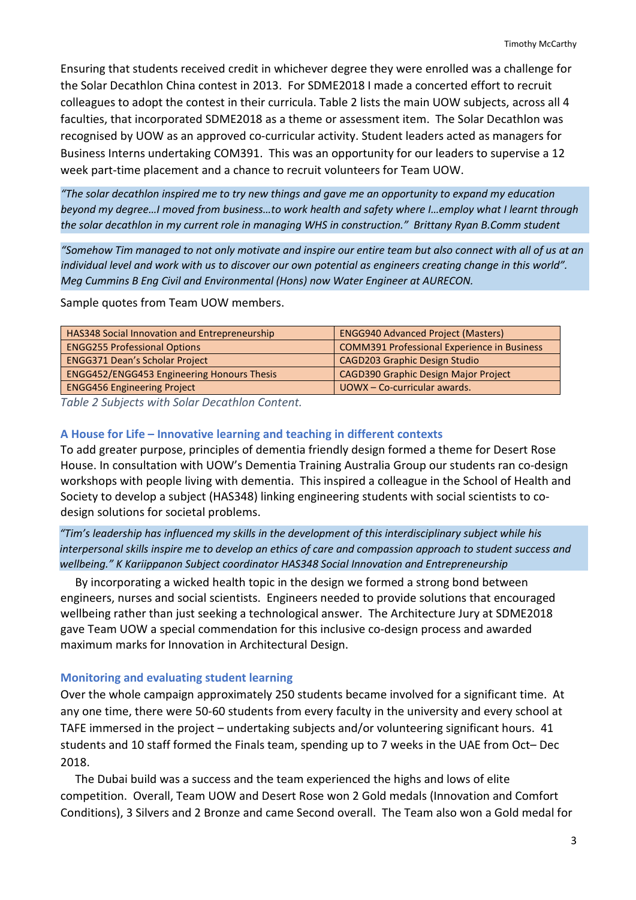Ensuring that students received credit in whichever degree they were enrolled was a challenge for the Solar Decathlon China contest in 2013. For SDME2018 I made a concerted effort to recruit colleagues to adopt the contest in their curricula. Table 2 lists the main UOW subjects, across all 4 faculties, that incorporated SDME2018 as a theme or assessment item. The Solar Decathlon was recognised by UOW as an approved co-curricular activity. Student leaders acted as managers for Business Interns undertaking COM391. This was an opportunity for our leaders to supervise a 12 week part-time placement and a chance to recruit volunteers for Team UOW.

*"The solar decathlon inspired me to try new things and gave me an opportunity to expand my education beyond my degree…I moved from business…to work health and safety where I…employ what I learnt through the solar decathlon in my current role in managing WHS in construction." Brittany Ryan B.Comm student*

*"Somehow Tim managed to not only motivate and inspire our entire team but also connect with all of us at an individual level and work with us to discover our own potential as engineers creating change in this world". Meg Cummins B Eng Civil and Environmental (Hons) now Water Engineer at AURECON.*

Sample quotes from Team UOW members.

| | |
|---|---|
| HAS348 Social Innovation and Entrepreneurship | ENGG940 Advanced Project (Masters) |
| ENGG255 Professional Options | COMM391 Professional Experience in Business |
| ENGG371 Dean's Scholar Project | CAGD203 Graphic Design Studio |
| ENGG452/ENGG453 Engineering Honours Thesis | CAGD390 Graphic Design Major Project |
| ENGG456 Engineering Project | UOWX – Co-curricular awards. |

*Table 2 Subjects with Solar Decathlon Content.*

### A House for Life – Innovative learning and teaching in different contexts

To add greater purpose, principles of dementia friendly design formed a theme for Desert Rose House. In consultation with UOW's Dementia Training Australia Group our students ran co-design workshops with people living with dementia. This inspired a colleague in the School of Health and Society to develop a subject (HAS348) linking engineering students with social scientists to co-design solutions for societal problems.

*"Tim's leadership has influenced my skills in the development of this interdisciplinary subject while his interpersonal skills inspire me to develop an ethics of care and compassion approach to student success and wellbeing." K Kariippanon Subject coordinator HAS348 Social Innovation and Entrepreneurship*

By incorporating a wicked health topic in the design we formed a strong bond between engineers, nurses and social scientists. Engineers needed to provide solutions that encouraged wellbeing rather than just seeking a technological answer. The Architecture Jury at SDME2018 gave Team UOW a special commendation for this inclusive co-design process and awarded maximum marks for Innovation in Architectural Design.

### Monitoring and evaluating student learning

Over the whole campaign approximately 250 students became involved for a significant time. At any one time, there were 50-60 students from every faculty in the university and every school at TAFE immersed in the project – undertaking subjects and/or volunteering significant hours. 41 students and 10 staff formed the Finals team, spending up to 7 weeks in the UAE from Oct– Dec 2018.

The Dubai build was a success and the team experienced the highs and lows of elite competition. Overall, Team UOW and Desert Rose won 2 Gold medals (Innovation and Comfort Conditions), 3 Silvers and 2 Bronze and came Second overall. The Team also won a Gold medal for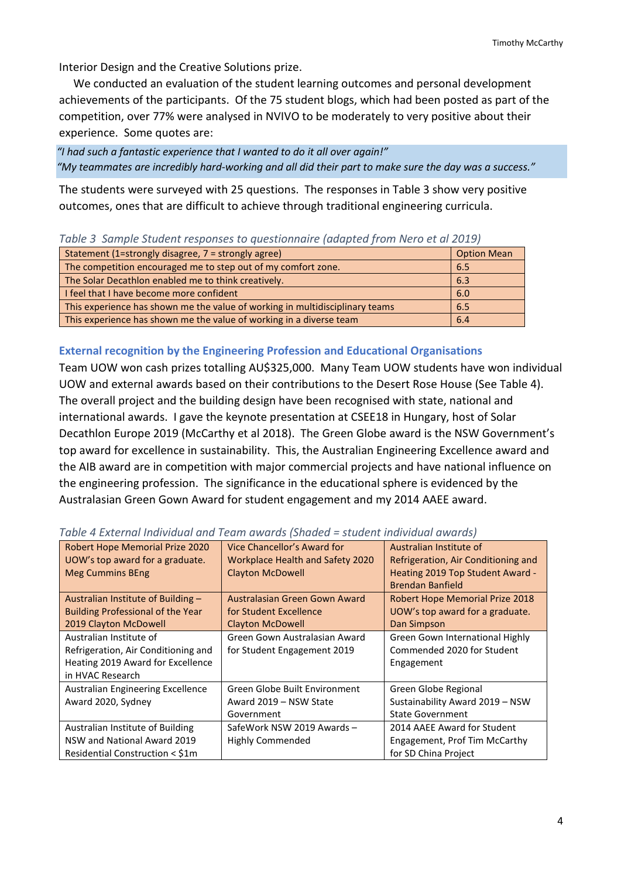Interior Design and the Creative Solutions prize.

We conducted an evaluation of the student learning outcomes and personal development achievements of the participants. Of the 75 student blogs, which had been posted as part of the competition, over 77% were analysed in NVIVO to be moderately to very positive about their experience. Some quotes are:

*"I had such a fantastic experience that I wanted to do it all over again!"*
*"My teammates are incredibly hard-working and all did their part to make sure the day was a success."*

The students were surveyed with 25 questions. The responses in Table 3 show very positive outcomes, ones that are difficult to achieve through traditional engineering curricula.

*Table 3 Sample Student responses to questionnaire (adapted from Nero et al 2019)*

| Statement (1=strongly disagree, 7 = strongly agree) | Option Mean |
|---|---|
| The competition encouraged me to step out of my comfort zone. | 6.5 |
| The Solar Decathlon enabled me to think creatively. | 6.3 |
| I feel that I have become more confident | 6.0 |
| This experience has shown me the value of working in multidisciplinary teams | 6.5 |
| This experience has shown me the value of working in a diverse team | 6.4 |

### External recognition by the Engineering Profession and Educational Organisations

Team UOW won cash prizes totalling AU$325,000. Many Team UOW students have won individual UOW and external awards based on their contributions to the Desert Rose House (See Table 4). The overall project and the building design have been recognised with state, national and international awards. I gave the keynote presentation at CSEE18 in Hungary, host of Solar Decathlon Europe 2019 (McCarthy et al 2018). The Green Globe award is the NSW Government's top award for excellence in sustainability. This, the Australian Engineering Excellence award and the AIB award are in competition with major commercial projects and have national influence on the engineering profession. The significance in the educational sphere is evidenced by the Australasian Green Gown Award for student engagement and my 2014 AAEE award.

*Table 4 External Individual and Team awards (Shaded = student individual awards)*

| | | |
|---|---|---|
| Robert Hope Memorial Prize 2020 UOW's top award for a graduate. Meg Cummins BEng | Vice Chancellor's Award for Workplace Health and Safety 2020 Clayton McDowell | Australian Institute of Refrigeration, Air Conditioning and Heating 2019 Top Student Award - Brendan Banfield |
| Australian Institute of Building – Building Professional of the Year 2019 Clayton McDowell | Australasian Green Gown Award for Student Excellence Clayton McDowell | Robert Hope Memorial Prize 2018 UOW's top award for a graduate. Dan Simpson |
| Australian Institute of Refrigeration, Air Conditioning and Heating 2019 Award for Excellence in HVAC Research | Green Gown Australasian Award for Student Engagement 2019 | Green Gown International Highly Commended 2020 for Student Engagement |
| Australian Engineering Excellence Award 2020, Sydney | Green Globe Built Environment Award 2019 – NSW State Government | Green Globe Regional Sustainability Award 2019 – NSW State Government |
| Australian Institute of Building NSW and National Award 2019 Residential Construction < $1m | SafeWork NSW 2019 Awards – Highly Commended | 2014 AAEE Award for Student Engagement, Prof Tim McCarthy for SD China Project |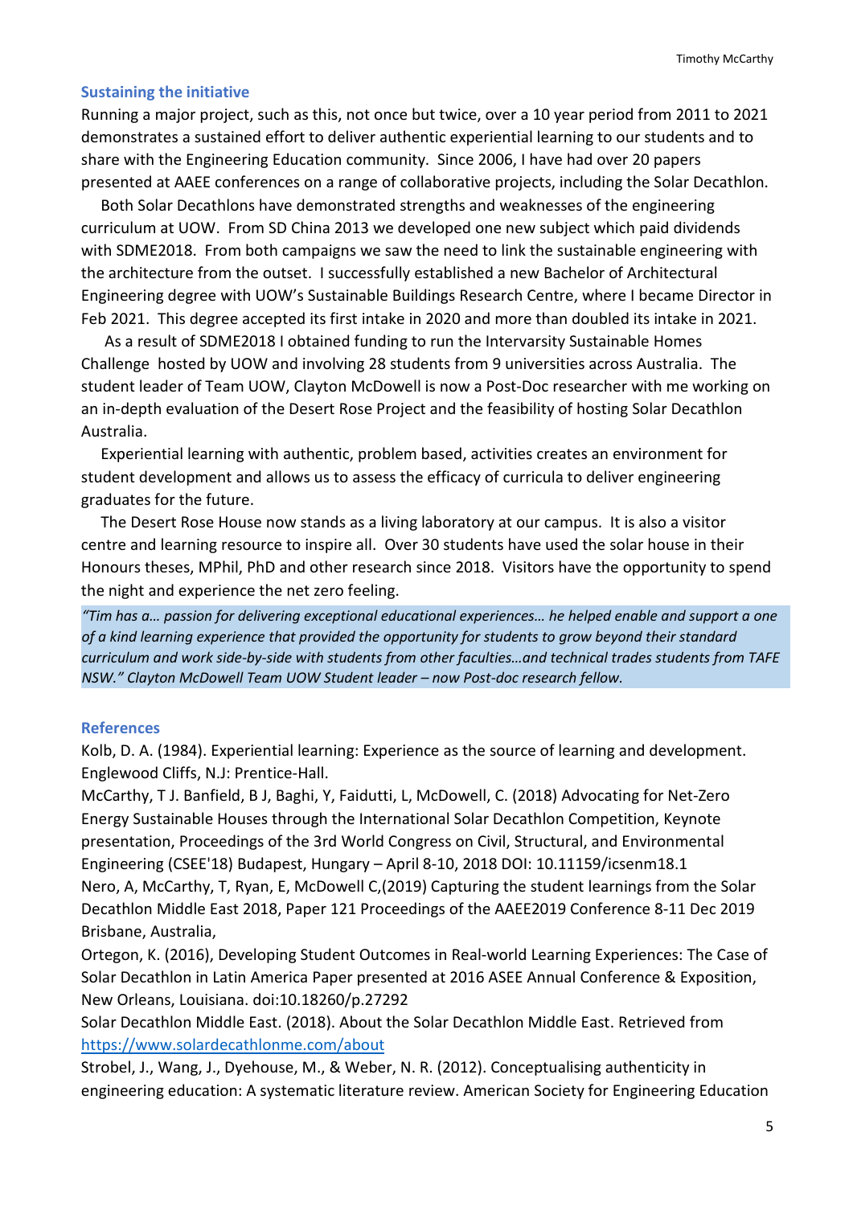### Sustaining the initiative

Running a major project, such as this, not once but twice, over a 10 year period from 2011 to 2021 demonstrates a sustained effort to deliver authentic experiential learning to our students and to share with the Engineering Education community. Since 2006, I have had over 20 papers presented at AAEE conferences on a range of collaborative projects, including the Solar Decathlon.

Both Solar Decathlons have demonstrated strengths and weaknesses of the engineering curriculum at UOW. From SD China 2013 we developed one new subject which paid dividends with SDME2018. From both campaigns we saw the need to link the sustainable engineering with the architecture from the outset. I successfully established a new Bachelor of Architectural Engineering degree with UOW's Sustainable Buildings Research Centre, where I became Director in Feb 2021. This degree accepted its first intake in 2020 and more than doubled its intake in 2021.

As a result of SDME2018 I obtained funding to run the Intervarsity Sustainable Homes Challenge hosted by UOW and involving 28 students from 9 universities across Australia. The student leader of Team UOW, Clayton McDowell is now a Post-Doc researcher with me working on an in-depth evaluation of the Desert Rose Project and the feasibility of hosting Solar Decathlon Australia.

Experiential learning with authentic, problem based, activities creates an environment for student development and allows us to assess the efficacy of curricula to deliver engineering graduates for the future.

The Desert Rose House now stands as a living laboratory at our campus. It is also a visitor centre and learning resource to inspire all. Over 30 students have used the solar house in their Honours theses, MPhil, PhD and other research since 2018. Visitors have the opportunity to spend the night and experience the net zero feeling.

> *"Tim has a… passion for delivering exceptional educational experiences… he helped enable and support a one of a kind learning experience that provided the opportunity for students to grow beyond their standard curriculum and work side-by-side with students from other faculties…and technical trades students from TAFE NSW." Clayton McDowell Team UOW Student leader – now Post-doc research fellow.*

### References

Kolb, D. A. (1984). Experiential learning: Experience as the source of learning and development. Englewood Cliffs, N.J: Prentice-Hall.

McCarthy, T J. Banfield, B J, Baghi, Y, Faidutti, L, McDowell, C. (2018) Advocating for Net-Zero Energy Sustainable Houses through the International Solar Decathlon Competition, Keynote presentation, Proceedings of the 3rd World Congress on Civil, Structural, and Environmental Engineering (CSEE'18) Budapest, Hungary – April 8-10, 2018 DOI: 10.11159/icsenm18.1

Nero, A, McCarthy, T, Ryan, E, McDowell C,(2019) Capturing the student learnings from the Solar Decathlon Middle East 2018, Paper 121 Proceedings of the AAEE2019 Conference 8-11 Dec 2019 Brisbane, Australia,

Ortegon, K. (2016), Developing Student Outcomes in Real-world Learning Experiences: The Case of Solar Decathlon in Latin America Paper presented at 2016 ASEE Annual Conference & Exposition, New Orleans, Louisiana. doi:10.18260/p.27292

Solar Decathlon Middle East. (2018). About the Solar Decathlon Middle East. Retrieved from https://www.solardecathlonme.com/about

Strobel, J., Wang, J., Dyehouse, M., & Weber, N. R. (2012). Conceptualising authenticity in engineering education: A systematic literature review. American Society for Engineering Education